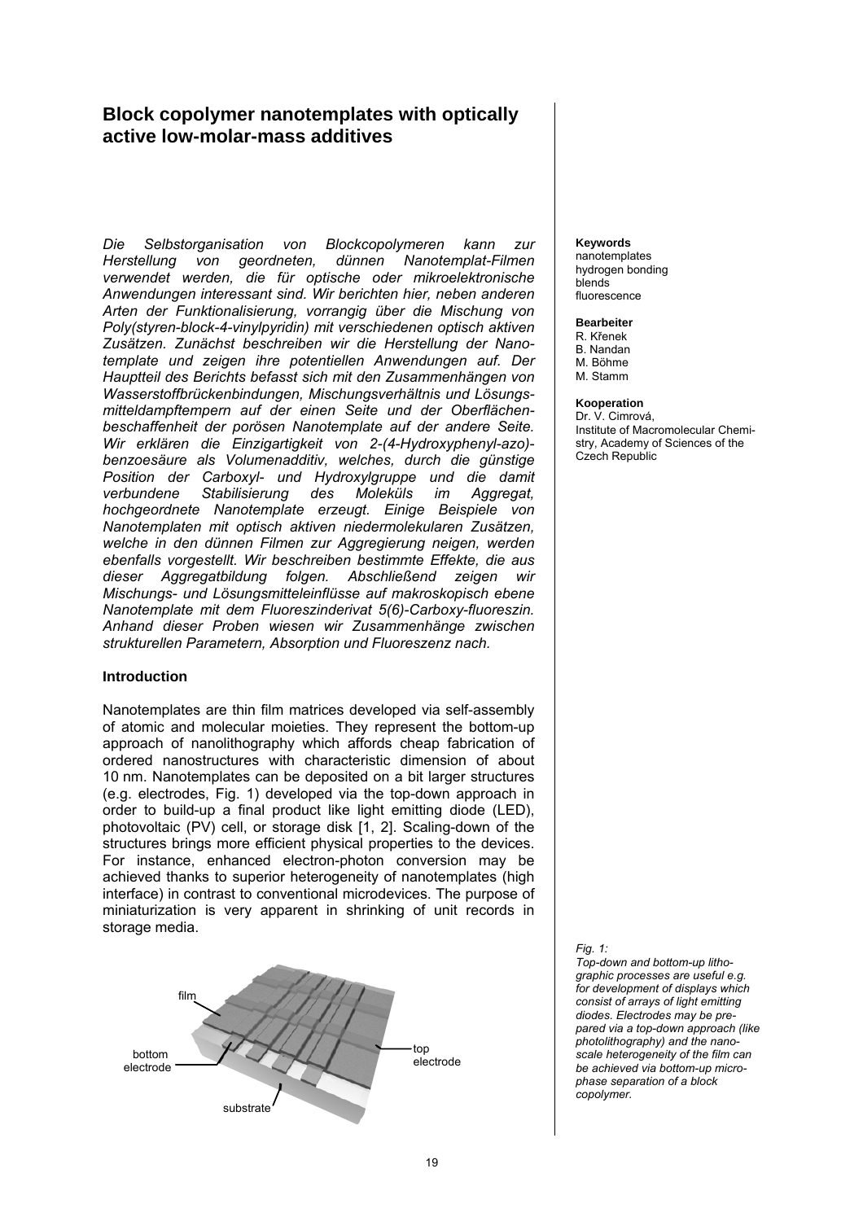# Block copolymer nanotemplates with optically active low-molar-mass additives

*Die Selbstorganisation von Blockcopolymeren kann zur Herstellung von geordneten, dünnen Nanotemplat-Filmen verwendet werden, die für optische oder mikroelektronische Anwendungen interessant sind. Wir berichten hier, neben anderen Arten der Funktionalisierung, vorrangig über die Mischung von Poly(styren-block-4-vinylpyridin) mit verschiedenen optisch aktiven Zusätzen. Zunächst beschreiben wir die Herstellung der Nanotemplate und zeigen ihre potentiellen Anwendungen auf. Der Hauptteil des Berichts befasst sich mit den Zusammenhängen von Wasserstoffbrückenbindungen, Mischungsverhältnis und Lösungsmitteldampftempern auf der einen Seite und der Oberflächenbeschaffenheit der porösen Nanotemplate auf der andere Seite. Wir erklären die Einzigartigkeit von 2-(4-Hydroxyphenyl-azo)-benzoesäure als Volumenadditiv, welches, durch die günstige Position der Carboxyl- und Hydroxylgruppe und die damit verbundene Stabilisierung des Moleküls im Aggregat, hochgeordnete Nanotemplate erzeugt. Einige Beispiele von Nanotemplaten mit optisch aktiven niedermolekularen Zusätzen, welche in den dünnen Filmen zur Aggregierung neigen, werden ebenfalls vorgestellt. Wir beschreiben bestimmte Effekte, die aus dieser Aggregatbildung folgen. Abschließend zeigen wir Mischungs- und Lösungsmitteleinflüsse auf makroskopisch ebene Nanotemplate mit dem Fluoreszinderivat 5(6)-Carboxy-fluoreszin. Anhand dieser Proben wiesen wir Zusammenhänge zwischen strukturellen Parametern, Absorption und Fluoreszenz nach.*

**Keywords**
nanotemplates
hydrogen bonding
blends
fluorescence

**Bearbeiter**
R. Křenek
B. Nandan
M. Böhme
M. Stamm

**Kooperation**
Dr. V. Cimrová,
Institute of Macromolecular Chemistry, Academy of Sciences of the Czech Republic

### Introduction

Nanotemplates are thin film matrices developed via self-assembly of atomic and molecular moieties. They represent the bottom-up approach of nanolithography which affords cheap fabrication of ordered nanostructures with characteristic dimension of about 10 nm. Nanotemplates can be deposited on a bit larger structures (e.g. electrodes, Fig. 1) developed via the top-down approach in order to build-up a final product like light emitting diode (LED), photovoltaic (PV) cell, or storage disk [1, 2]. Scaling-down of the structures brings more efficient physical properties to the devices. For instance, enhanced electron-photon conversion may be achieved thanks to superior heterogeneity of nanotemplates (high interface) in contrast to conventional microdevices. The purpose of miniaturization is very apparent in shrinking of unit records in storage media.

*Fig. 1: Top-down and bottom-up lithographic processes are useful e.g. for development of displays which consist of arrays of light emitting diodes. Electrodes may be prepared via a top-down approach (like photolithography) and the nanoscale heterogeneity of the film can be achieved via bottom-up microphase separation of a block copolymer.*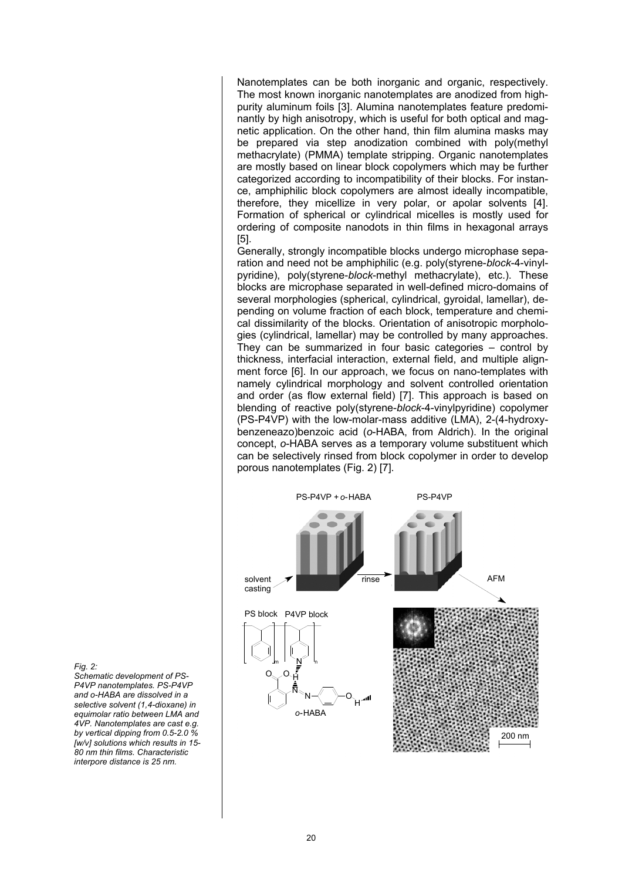Nanotemplates can be both inorganic and organic, respectively. The most known inorganic nanotemplates are anodized from high-purity aluminum foils [3]. Alumina nanotemplates feature predominantly by high anisotropy, which is useful for both optical and magnetic application. On the other hand, thin film alumina masks may be prepared via step anodization combined with poly(methyl methacrylate) (PMMA) template stripping. Organic nanotemplates are mostly based on linear block copolymers which may be further categorized according to incompatibility of their blocks. For instance, amphiphilic block copolymers are almost ideally incompatible, therefore, they micellize in very polar, or apolar solvents [4]. Formation of spherical or cylindrical micelles is mostly used for ordering of composite nanodots in thin films in hexagonal arrays [5].

Generally, strongly incompatible blocks undergo microphase separation and need not be amphiphilic (e.g. poly(styrene-*block*-4-vinylpyridine), poly(styrene-*block*-methyl methacrylate), etc.). These blocks are microphase separated in well-defined micro-domains of several morphologies (spherical, cylindrical, gyroidal, lamellar), depending on volume fraction of each block, temperature and chemical dissimilarity of the blocks. Orientation of anisotropic morphologies (cylindrical, lamellar) may be controlled by many approaches. They can be summarized in four basic categories – control by thickness, interfacial interaction, external field, and multiple alignment force [6]. In our approach, we focus on nano-templates with namely cylindrical morphology and solvent controlled orientation and order (as flow external field) [7]. This approach is based on blending of reactive poly(styrene-*block*-4-vinylpyridine) copolymer (PS-P4VP) with the low-molar-mass additive (LMA), 2-(4-hydroxybenzeneazo)benzoic acid (*o*-HABA, from Aldrich). In the original concept, *o*-HABA serves as a temporary volume substituent which can be selectively rinsed from block copolymer in order to develop porous nanotemplates (Fig. 2) [7].

*Fig. 2: Schematic development of PS-P4VP nanotemplates. PS-P4VP and o-HABA are dissolved in a selective solvent (1,4-dioxane) in equimolar ratio between LMA and 4VP. Nanotemplates are cast e.g. by vertical dipping from 0.5-2.0 % [w/v] solutions which results in 15-80 nm thin films. Characteristic interpore distance is 25 nm.*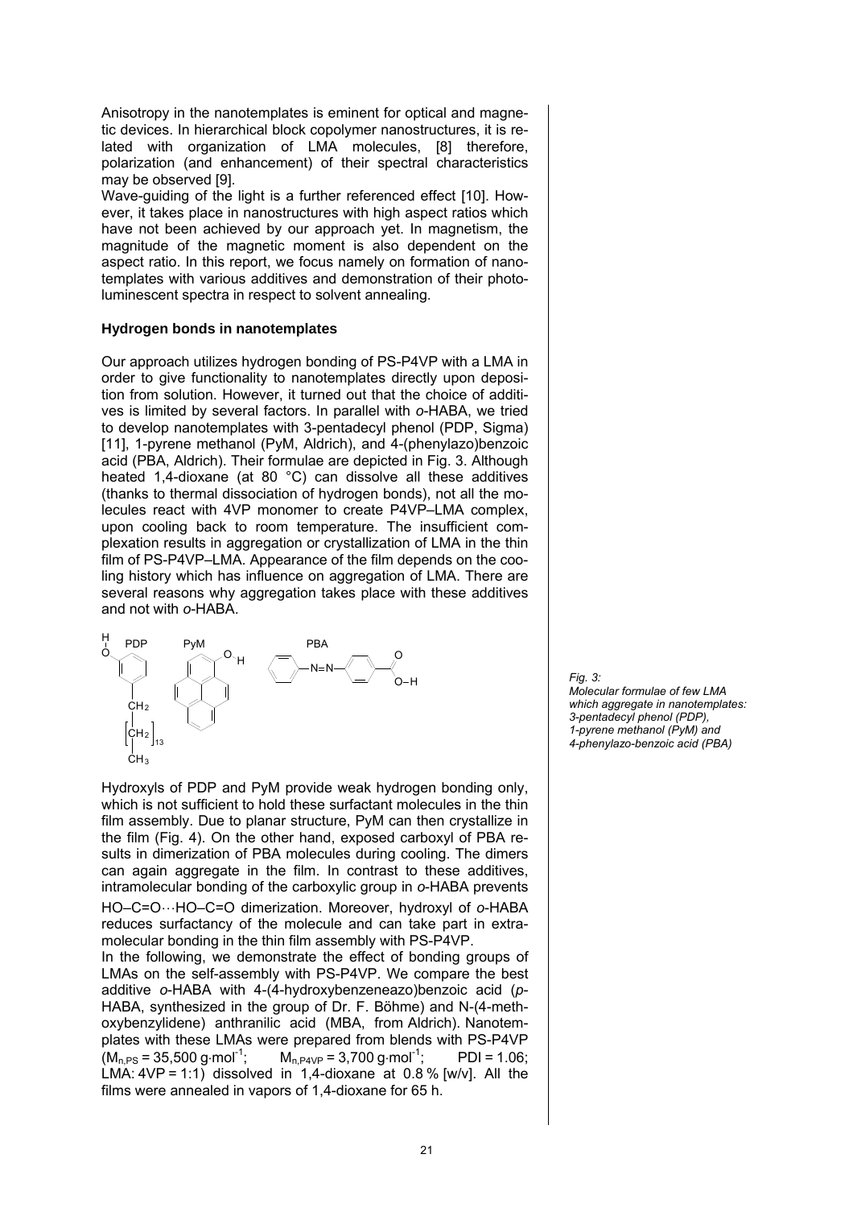Anisotropy in the nanotemplates is eminent for optical and magnetic devices. In hierarchical block copolymer nanostructures, it is related with organization of LMA molecules, [8] therefore, polarization (and enhancement) of their spectral characteristics may be observed [9].

Wave-guiding of the light is a further referenced effect [10]. However, it takes place in nanostructures with high aspect ratios which have not been achieved by our approach yet. In magnetism, the magnitude of the magnetic moment is also dependent on the aspect ratio. In this report, we focus namely on formation of nanotemplates with various additives and demonstration of their photoluminescent spectra in respect to solvent annealing.

### Hydrogen bonds in nanotemplates

Our approach utilizes hydrogen bonding of PS-P4VP with a LMA in order to give functionality to nanotemplates directly upon deposition from solution. However, it turned out that the choice of additives is limited by several factors. In parallel with *o*-HABA, we tried to develop nanotemplates with 3-pentadecyl phenol (PDP, Sigma) [11], 1-pyrene methanol (PyM, Aldrich), and 4-(phenylazo)benzoic acid (PBA, Aldrich). Their formulae are depicted in Fig. 3. Although heated 1,4-dioxane (at 80 °C) can dissolve all these additives (thanks to thermal dissociation of hydrogen bonds), not all the molecules react with 4VP monomer to create P4VP–LMA complex, upon cooling back to room temperature. The insufficient complexation results in aggregation or crystallization of LMA in the thin film of PS-P4VP–LMA. Appearance of the film depends on the cooling history which has influence on aggregation of LMA. There are several reasons why aggregation takes place with these additives and not with *o*-HABA.

*Fig. 3: Molecular formulae of few LMA which aggregate in nanotemplates: 3-pentadecyl phenol (PDP), 1-pyrene methanol (PyM) and 4-phenylazo-benzoic acid (PBA)*

Hydroxyls of PDP and PyM provide weak hydrogen bonding only, which is not sufficient to hold these surfactant molecules in the thin film assembly. Due to planar structure, PyM can then crystallize in the film (Fig. 4). On the other hand, exposed carboxyl of PBA results in dimerization of PBA molecules during cooling. The dimers can again aggregate in the film. In contrast to these additives, intramolecular bonding of the carboxylic group in *o*-HABA prevents HO–C=O⋯HO–C=O dimerization. Moreover, hydroxyl of *o*-HABA reduces surfactancy of the molecule and can take part in extra-molecular bonding in the thin film assembly with PS-P4VP.

In the following, we demonstrate the effect of bonding groups of LMAs on the self-assembly with PS-P4VP. We compare the best additive *o*-HABA with 4-(4-hydroxybenzeneazo)benzoic acid (*p*-HABA, synthesized in the group of Dr. F. Böhme) and N-(4-methoxybenzylidene) anthranilic acid (MBA, from Aldrich). Nanotemplates with these LMAs were prepared from blends with PS-P4VP ($M_{n,PS}$ = 35,500 g·mol$^{-1}$; $M_{n,P4VP}$ = 3,700 g·mol$^{-1}$; PDI = 1.06; LMA: 4VP = 1:1) dissolved in 1,4-dioxane at 0.8 % [w/v]. All the films were annealed in vapors of 1,4-dioxane for 65 h.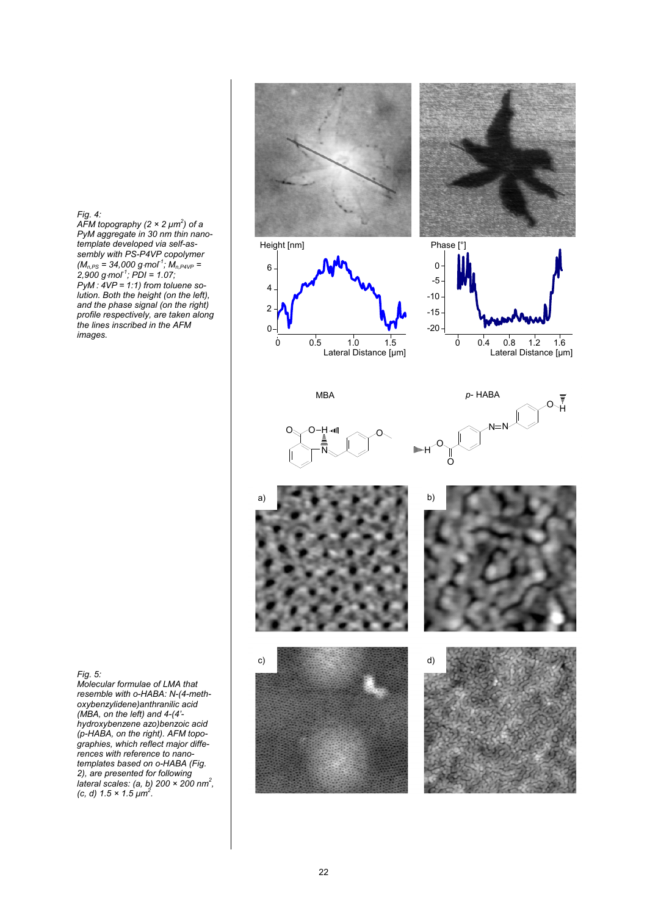*Fig. 4:*
*AFM topography (2 × 2 µm$^2$) of a PyM aggregate in 30 nm thin nano-template developed via self-assembly with PS-P4VP copolymer ($M_{n,PS}$ = 34,000 g·mol$^{-1}$; $M_{n,P4VP}$ = 2,900 g·mol$^{-1}$; PDI = 1.07; PyM : 4VP = 1:1) from toluene solution. Both the height (on the left), and the phase signal (on the right) profile respectively, are taken along the lines inscribed in the AFM images.*

*Fig. 5:*
*Molecular formulae of LMA that resemble with o-HABA: N-(4-methoxybenzylidene)anthranilic acid (MBA, on the left) and 4-(4'-hydroxybenzene azo)benzoic acid (p-HABA, on the right). AFM topographies, which reflect major differences with reference to nanotemplates based on o-HABA (Fig. 2), are presented for following lateral scales: (a, b) 200 × 200 nm$^2$, (c, d) 1.5 × 1.5 µm$^2$.*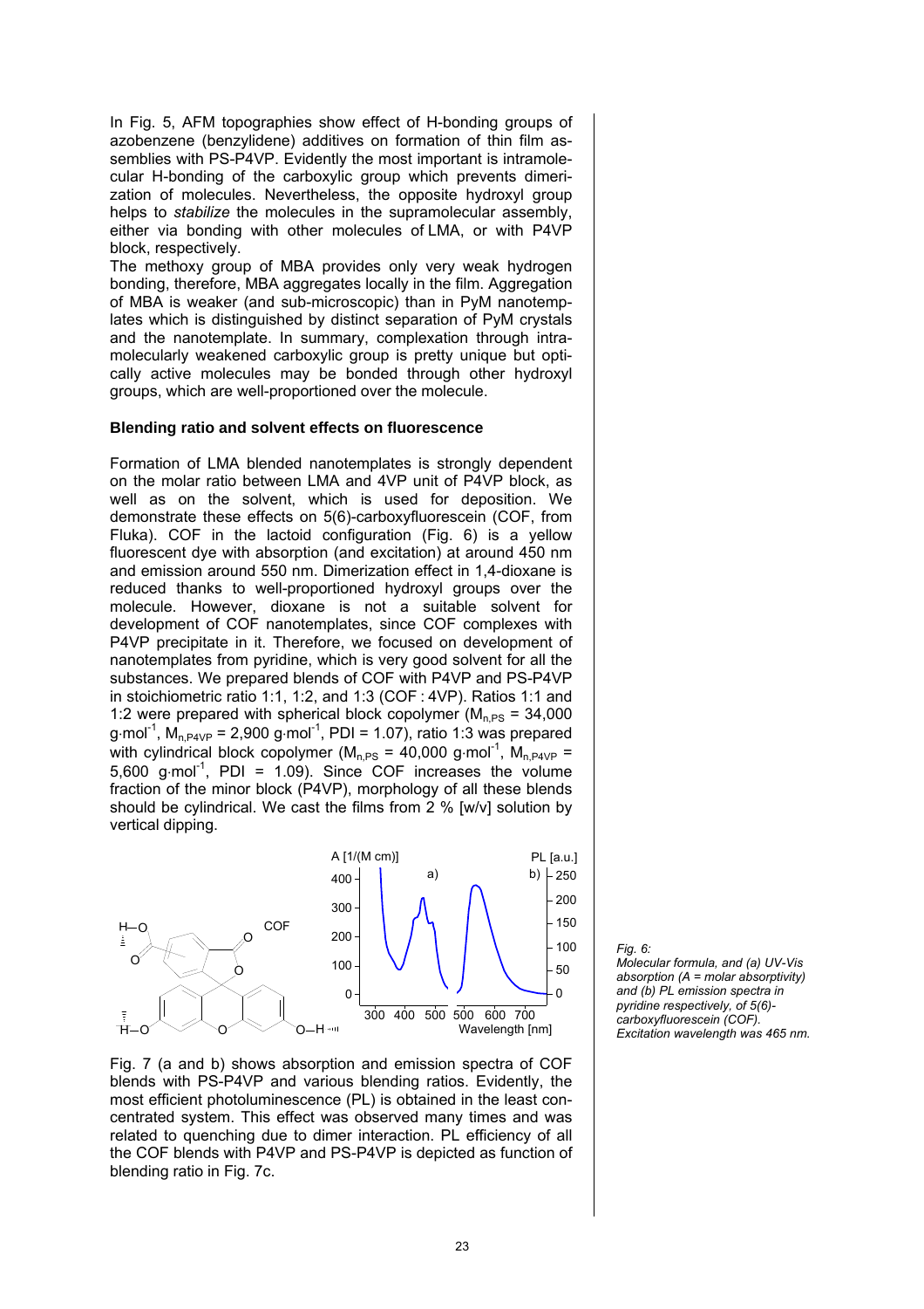In Fig. 5, AFM topographies show effect of H-bonding groups of azobenzene (benzylidene) additives on formation of thin film assemblies with PS-P4VP. Evidently the most important is intramolecular H-bonding of the carboxylic group which prevents dimerization of molecules. Nevertheless, the opposite hydroxyl group helps to *stabilize* the molecules in the supramolecular assembly, either via bonding with other molecules of LMA, or with P4VP block, respectively.

The methoxy group of MBA provides only very weak hydrogen bonding, therefore, MBA aggregates locally in the film. Aggregation of MBA is weaker (and sub-microscopic) than in PyM nanotemplates which is distinguished by distinct separation of PyM crystals and the nanotemplate. In summary, complexation through intramolecularly weakened carboxylic group is pretty unique but optically active molecules may be bonded through other hydroxyl groups, which are well-proportioned over the molecule.

### Blending ratio and solvent effects on fluorescence

Formation of LMA blended nanotemplates is strongly dependent on the molar ratio between LMA and 4VP unit of P4VP block, as well as on the solvent, which is used for deposition. We demonstrate these effects on 5(6)-carboxyfluorescein (COF, from Fluka). COF in the lactoid configuration (Fig. 6) is a yellow fluorescent dye with absorption (and excitation) at around 450 nm and emission around 550 nm. Dimerization effect in 1,4-dioxane is reduced thanks to well-proportioned hydroxyl groups over the molecule. However, dioxane is not a suitable solvent for development of COF nanotemplates, since COF complexes with P4VP precipitate in it. Therefore, we focused on development of nanotemplates from pyridine, which is very good solvent for all the substances. We prepared blends of COF with P4VP and PS-P4VP in stoichiometric ratio 1:1, 1:2, and 1:3 (COF : 4VP). Ratios 1:1 and 1:2 were prepared with spherical block copolymer ($M_{n,PS}$ = 34,000 g·mol$^{-1}$, $M_{n,P4VP}$ = 2,900 g·mol$^{-1}$, PDI = 1.07), ratio 1:3 was prepared with cylindrical block copolymer ($M_{n,PS}$ = 40,000 g·mol$^{-1}$, $M_{n,P4VP}$ = 5,600 g·mol$^{-1}$, PDI = 1.09). Since COF increases the volume fraction of the minor block (P4VP), morphology of all these blends should be cylindrical. We cast the films from 2 % [w/v] solution by vertical dipping.

*Fig. 6: Molecular formula, and (a) UV-Vis absorption (A = molar absorptivity) and (b) PL emission spectra in pyridine respectively, of 5(6)-carboxyfluorescein (COF). Excitation wavelength was 465 nm.*

Fig. 7 (a and b) shows absorption and emission spectra of COF blends with PS-P4VP and various blending ratios. Evidently, the most efficient photoluminescence (PL) is obtained in the least concentrated system. This effect was observed many times and was related to quenching due to dimer interaction. PL efficiency of all the COF blends with P4VP and PS-P4VP is depicted as function of blending ratio in Fig. 7c.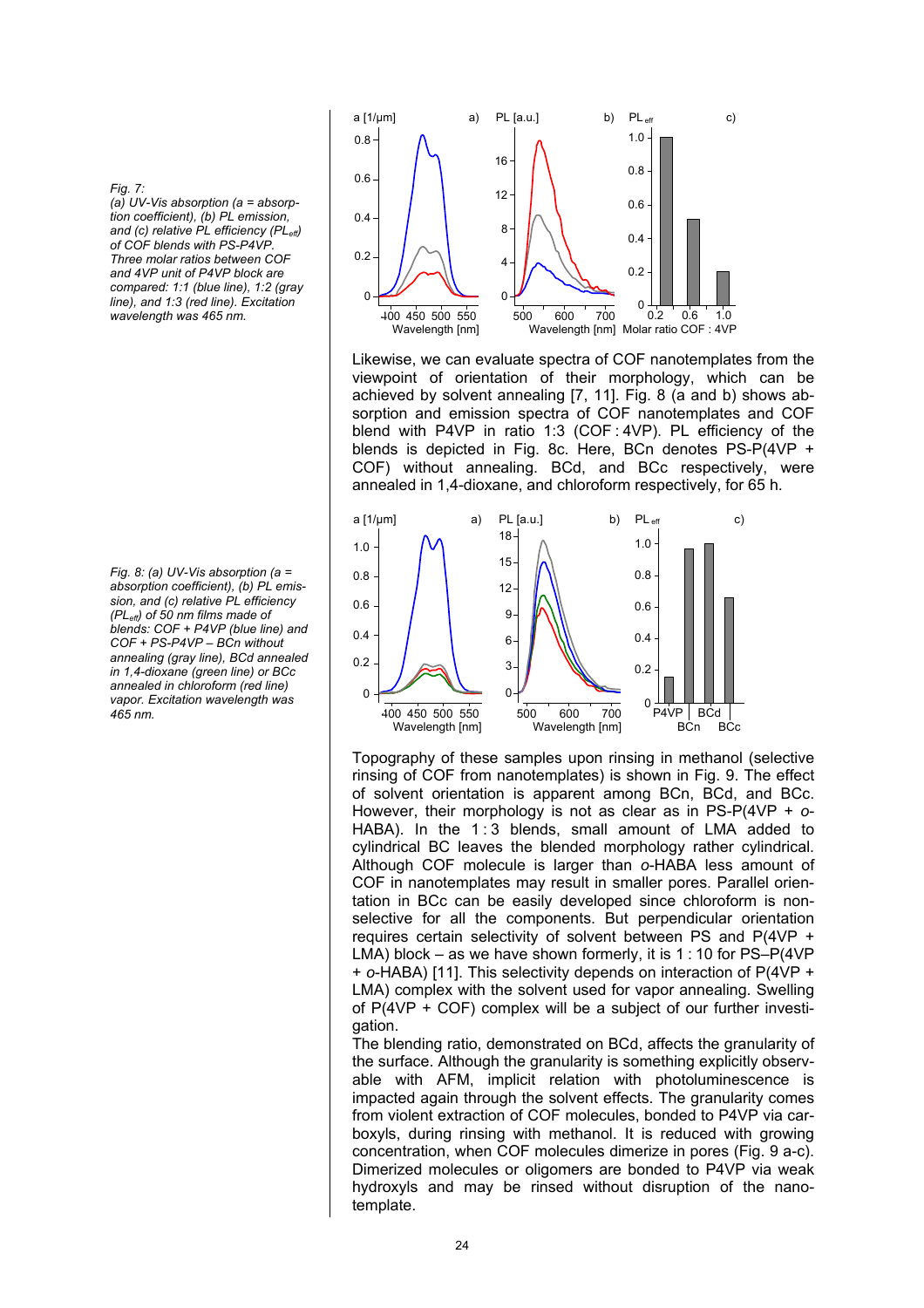Fig. 7:
*(a) UV-Vis absorption (a = absorption coefficient), (b) PL emission, and (c) relative PL efficiency ($PL_{eff}$) of COF blends with PS-P4VP. Three molar ratios between COF and 4VP unit of P4VP block are compared: 1:1 (blue line), 1:2 (gray line), and 1:3 (red line). Excitation wavelength was 465 nm.*

Likewise, we can evaluate spectra of COF nanotemplates from the viewpoint of orientation of their morphology, which can be achieved by solvent annealing [7, 11]. Fig. 8 (a and b) shows absorption and emission spectra of COF nanotemplates and COF blend with P4VP in ratio 1:3 (COF : 4VP). PL efficiency of the blends is depicted in Fig. 8c. Here, BCn denotes PS-P(4VP + COF) without annealing. BCd, and BCc respectively, were annealed in 1,4-dioxane, and chloroform respectively, for 65 h.

*Fig. 8: (a) UV-Vis absorption (a = absorption coefficient), (b) PL emission, and (c) relative PL efficiency ($PL_{eff}$) of 50 nm films made of blends: COF + P4VP (blue line) and COF + PS-P4VP – BCn without annealing (gray line), BCd annealed in 1,4-dioxane (green line) or BCc annealed in chloroform (red line) vapor. Excitation wavelength was 465 nm.*

Topography of these samples upon rinsing in methanol (selective rinsing of COF from nanotemplates) is shown in Fig. 9. The effect of solvent orientation is apparent among BCn, BCd, and BCc. However, their morphology is not as clear as in PS-P(4VP + *o*-HABA). In the 1 : 3 blends, small amount of LMA added to cylindrical BC leaves the blended morphology rather cylindrical. Although COF molecule is larger than *o*-HABA less amount of COF in nanotemplates may result in smaller pores. Parallel orientation in BCc can be easily developed since chloroform is nonselective for all the components. But perpendicular orientation requires certain selectivity of solvent between PS and P(4VP + LMA) block – as we have shown formerly, it is 1 : 10 for PS–P(4VP + *o*-HABA) [11]. This selectivity depends on interaction of P(4VP + LMA) complex with the solvent used for vapor annealing. Swelling of P(4VP + COF) complex will be a subject of our further investigation.

The blending ratio, demonstrated on BCd, affects the granularity of the surface. Although the granularity is something explicitly observable with AFM, implicit relation with photoluminescence is impacted again through the solvent effects. The granularity comes from violent extraction of COF molecules, bonded to P4VP via carboxyls, during rinsing with methanol. It is reduced with growing concentration, when COF molecules dimerize in pores (Fig. 9 a-c). Dimerized molecules or oligomers are bonded to P4VP via weak hydroxyls and may be rinsed without disruption of the nanotemplate.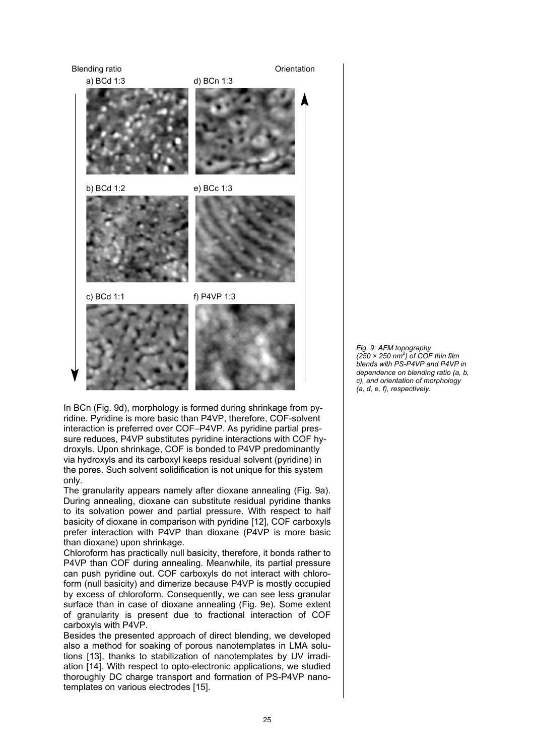Blending ratio

Orientation

a) BCd 1:3

d) BCn 1:3

b) BCd 1:2

e) BCc 1:3

c) BCd 1:1

f) P4VP 1:3

*Fig. 9: AFM topography ($250 \times 250$ nm$^2$) of COF thin film blends with PS-P4VP and P4VP in dependence on blending ratio (a, b, c), and orientation of morphology (a, d, e, f), respectively.*

In BCn (Fig. 9d), morphology is formed during shrinkage from pyridine. Pyridine is more basic than P4VP, therefore, COF-solvent interaction is preferred over COF–P4VP. As pyridine partial pressure reduces, P4VP substitutes pyridine interactions with COF hydroxyls. Upon shrinkage, COF is bonded to P4VP predominantly via hydroxyls and its carboxyl keeps residual solvent (pyridine) in the pores. Such solvent solidification is not unique for this system only.

The granularity appears namely after dioxane annealing (Fig. 9a). During annealing, dioxane can substitute residual pyridine thanks to its solvation power and partial pressure. With respect to half basicity of dioxane in comparison with pyridine [12], COF carboxyls prefer interaction with P4VP than dioxane (P4VP is more basic than dioxane) upon shrinkage.

Chloroform has practically null basicity, therefore, it bonds rather to P4VP than COF during annealing. Meanwhile, its partial pressure can push pyridine out. COF carboxyls do not interact with chloroform (null basicity) and dimerize because P4VP is mostly occupied by excess of chloroform. Consequently, we can see less granular surface than in case of dioxane annealing (Fig. 9e). Some extent of granularity is present due to fractional interaction of COF carboxyls with P4VP.

Besides the presented approach of direct blending, we developed also a method for soaking of porous nanotemplates in LMA solutions [13], thanks to stabilization of nanotemplates by UV irradiation [14]. With respect to opto-electronic applications, we studied thoroughly DC charge transport and formation of PS-P4VP nanotemplates on various electrodes [15].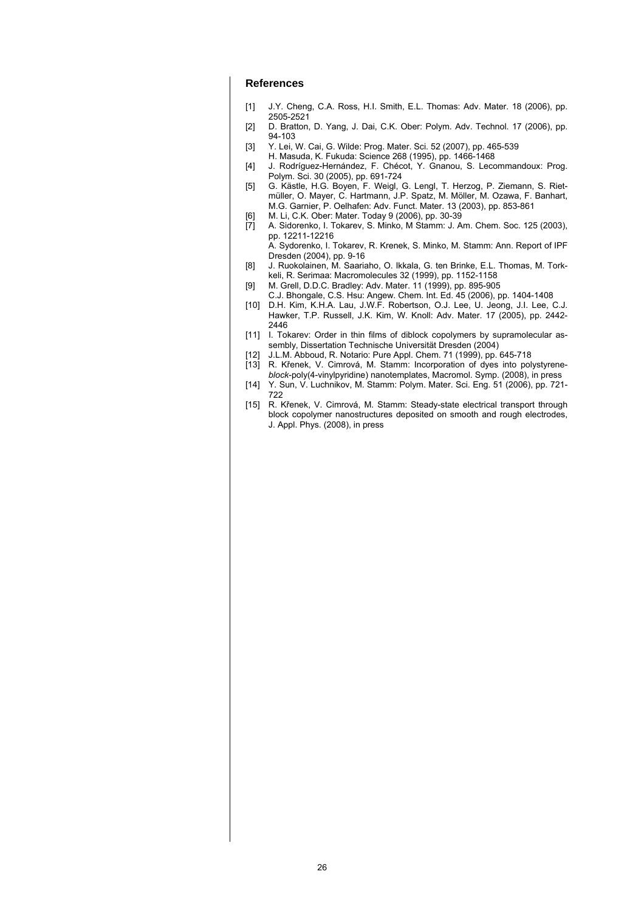## References

[1] J.Y. Cheng, C.A. Ross, H.I. Smith, E.L. Thomas: Adv. Mater. 18 (2006), pp. 2505-2521

[2] D. Bratton, D. Yang, J. Dai, C.K. Ober: Polym. Adv. Technol. 17 (2006), pp. 94-103

[3] Y. Lei, W. Cai, G. Wilde: Prog. Mater. Sci. 52 (2007), pp. 465-539
H. Masuda, K. Fukuda: Science 268 (1995), pp. 1466-1468

[4] J. Rodríguez-Hernández, F. Chécot, Y. Gnanou, S. Lecommandoux: Prog. Polym. Sci. 30 (2005), pp. 691-724

[5] G. Kästle, H.G. Boyen, F. Weigl, G. Lengl, T. Herzog, P. Ziemann, S. Riet-müller, O. Mayer, C. Hartmann, J.P. Spatz, M. Möller, M. Ozawa, F. Banhart, M.G. Garnier, P. Oelhafen: Adv. Funct. Mater. 13 (2003), pp. 853-861

[6] M. Li, C.K. Ober: Mater. Today 9 (2006), pp. 30-39

[7] A. Sidorenko, I. Tokarev, S. Minko, M Stamm: J. Am. Chem. Soc. 125 (2003), pp. 12211-12216
A. Sydorenko, I. Tokarev, R. Krenek, S. Minko, M. Stamm: Ann. Report of IPF Dresden (2004), pp. 9-16

[8] J. Ruokolainen, M. Saariaho, O. Ikkala, G. ten Brinke, E.L. Thomas, M. Tork-keli, R. Serimaa: Macromolecules 32 (1999), pp. 1152-1158

[9] M. Grell, D.D.C. Bradley: Adv. Mater. 11 (1999), pp. 895-905
C.J. Bhongale, C.S. Hsu: Angew. Chem. Int. Ed. 45 (2006), pp. 1404-1408

[10] D.H. Kim, K.H.A. Lau, J.W.F. Robertson, O.J. Lee, U. Jeong, J.I. Lee, C.J. Hawker, T.P. Russell, J.K. Kim, W. Knoll: Adv. Mater. 17 (2005), pp. 2442-2446

[11] I. Tokarev: Order in thin films of diblock copolymers by supramolecular as-sembly, Dissertation Technische Universität Dresden (2004)

[12] J.L.M. Abboud, R. Notario: Pure Appl. Chem. 71 (1999), pp. 645-718

[13] R. Křenek, V. Cimrová, M. Stamm: Incorporation of dyes into polystyrene-*block*-poly(4-vinylpyridine) nanotemplates, Macromol. Symp. (2008), in press

[14] Y. Sun, V. Luchnikov, M. Stamm: Polym. Mater. Sci. Eng. 51 (2006), pp. 721-722

[15] R. Křenek, V. Cimrová, M. Stamm: Steady-state electrical transport through block copolymer nanostructures deposited on smooth and rough electrodes, J. Appl. Phys. (2008), in press